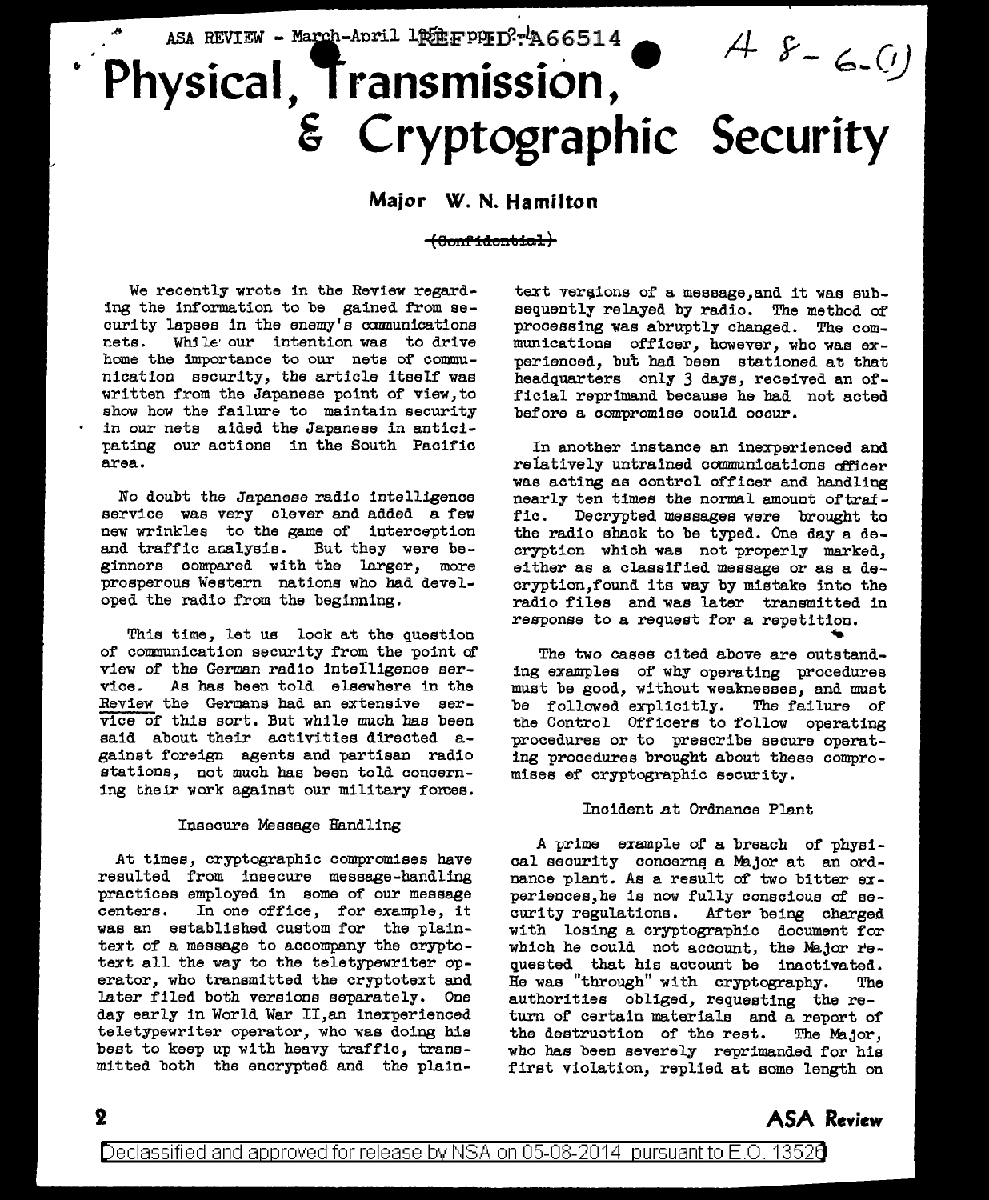# Physical, Transmission, & Cryptographic Security

**Major W. N. Hamilton**

~~(Confidential)~~

We recently wrote in the Review regarding the information to be gained from security lapses in the enemy's communications nets. While our intention was to drive home the importance to our nets of communication security, the article itself was written from the Japanese point of view, to show how the failure to maintain security in our nets aided the Japanese in anticipating our actions in the South Pacific area.

No doubt the Japanese radio intelligence service was very clever and added a few new wrinkles to the game of interception and traffic analysis. But they were beginners compared with the larger, more prosperous Western nations who had developed the radio from the beginning.

This time, let us look at the question of communication security from the point of view of the German radio intelligence service. As has been told elsewhere in the Review the Germans had an extensive service of this sort. But while much has been said about their activities directed against foreign agents and partisan radio stations, not much has been told concerning their work against our military forces.

### Insecure Message Handling

At times, cryptographic compromises have resulted from insecure message-handling practices employed in some of our message centers. In one office, for example, it was an established custom for the plaintext of a message to accompany the cryptotext all the way to the teletypewriter operator, who transmitted the cryptotext and later filed both versions separately. One day early in World War II, an inexperienced teletypewriter operator, who was doing his best to keep up with heavy traffic, transmitted both the encrypted and the plaintext versions of a message, and it was subsequently relayed by radio. The method of processing was abruptly changed. The communications officer, however, who was experienced, but had been stationed at that headquarters only 3 days, received an official reprimand because he had not acted before a compromise could occur.

In another instance an inexperienced and relatively untrained communications officer was acting as control officer and handling nearly ten times the normal amount of traffic. Decrypted messages were brought to the radio shack to be typed. One day a decryption which was not properly marked, either as a classified message or as a decryption, found its way by mistake into the radio files and was later transmitted in response to a request for a repetition.

The two cases cited above are outstanding examples of why operating procedures must be good, without weaknesses, and must be followed explicitly. The failure of the Control Officers to follow operating procedures or to prescribe secure operating procedures brought about these compromises of cryptographic security.

### Incident at Ordnance Plant

A prime example of a breach of physical security concerns a Major at an ordnance plant. As a result of two bitter experiences, he is now fully conscious of security regulations. After being charged with losing a cryptographic document for which he could not account, the Major requested that his account be inactivated. He was "through" with cryptography. The authorities obliged, requesting the return of certain materials and a report of the destruction of the rest. The Major, who has been severely reprimanded for his first violation, replied at some length on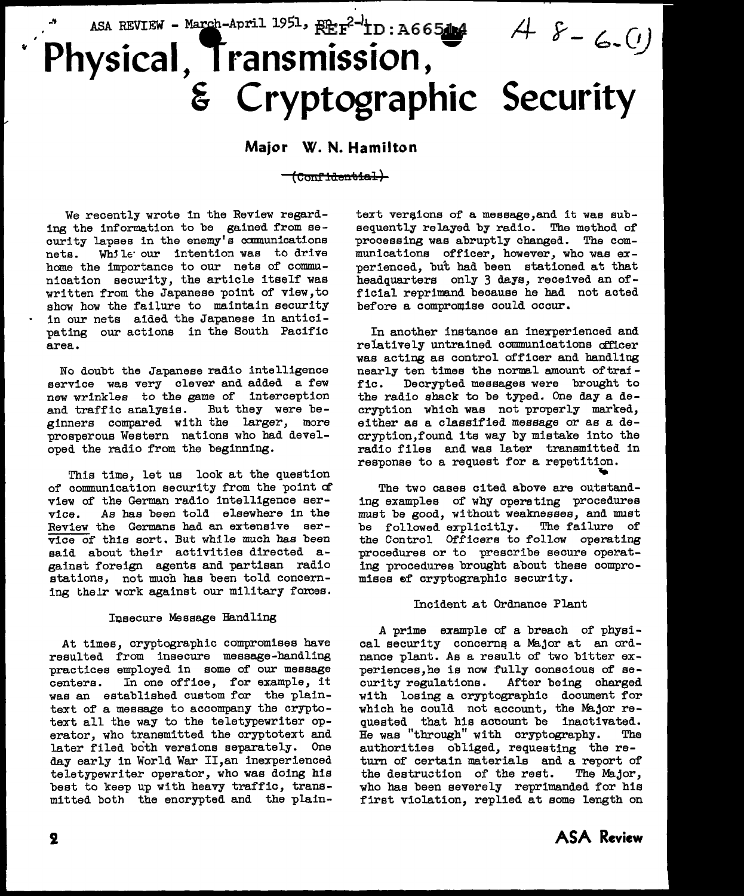ASA REVIEW - March-April 1951, REF ID:A66514 A 8-6.(1)

# Physical, Transmission, & Cryptographic Security

**Major W. N. Hamilton**

~~(Confidential)~~

We recently wrote in the Review regarding the information to be gained from security lapses in the enemy's communications nets. While our intention was to drive home the importance to our nets of communication security, the article itself was written from the Japanese point of view, to show how the failure to maintain security in our nets aided the Japanese in anticipating our actions in the South Pacific area.

No doubt the Japanese radio intelligence service was very clever and added a few new wrinkles to the game of interception and traffic analysis. But they were beginners compared with the larger, more prosperous Western nations who had developed the radio from the beginning.

This time, let us look at the question of communication security from the point of view of the German radio intelligence service. As has been told elsewhere in the Review the Germans had an extensive service of this sort. But while much has been said about their activities directed against foreign agents and partisan radio stations, not much has been told concerning their work against our military forces.

### Insecure Message Handling

At times, cryptographic compromises have resulted from insecure message-handling practices employed in some of our message centers. In one office, for example, it was an established custom for the plaintext of a message to accompany the cryptotext all the way to the teletypewriter operator, who transmitted the cryptotext and later filed both versions separately. One day early in World War II, an inexperienced teletypewriter operator, who was doing his best to keep up with heavy traffic, transmitted both the encrypted and the plaintext versions of a message, and it was subsequently relayed by radio. The method of processing was abruptly changed. The communications officer, however, who was experienced, but had been stationed at that headquarters only 3 days, received an official reprimand because he had not acted before a compromise could occur.

In another instance an inexperienced and relatively untrained communications officer was acting as control officer and handling nearly ten times the normal amount of traffic. Decrypted messages were brought to the radio shack to be typed. One day a decryption which was not properly marked, either as a classified message or as a decryption, found its way by mistake into the radio files and was later transmitted in response to a request for a repetition.

The two cases cited above are outstanding examples of why operating procedures must be good, without weaknesses, and must be followed explicitly. The failure of the Control Officers to follow operating procedures or to prescribe secure operating procedures brought about these compromises of cryptographic security.

### Incident at Ordnance Plant

A prime example of a breach of physical security concerns a Major at an ordnance plant. As a result of two bitter experiences, he is now fully conscious of security regulations. After being charged with losing a cryptographic document for which he could not account, the Major requested that his account be inactivated. He was "through" with cryptography. The authorities obliged, requesting the return of certain materials and a report of the destruction of the rest. The Major, who has been severely reprimanded for his first violation, replied at some length on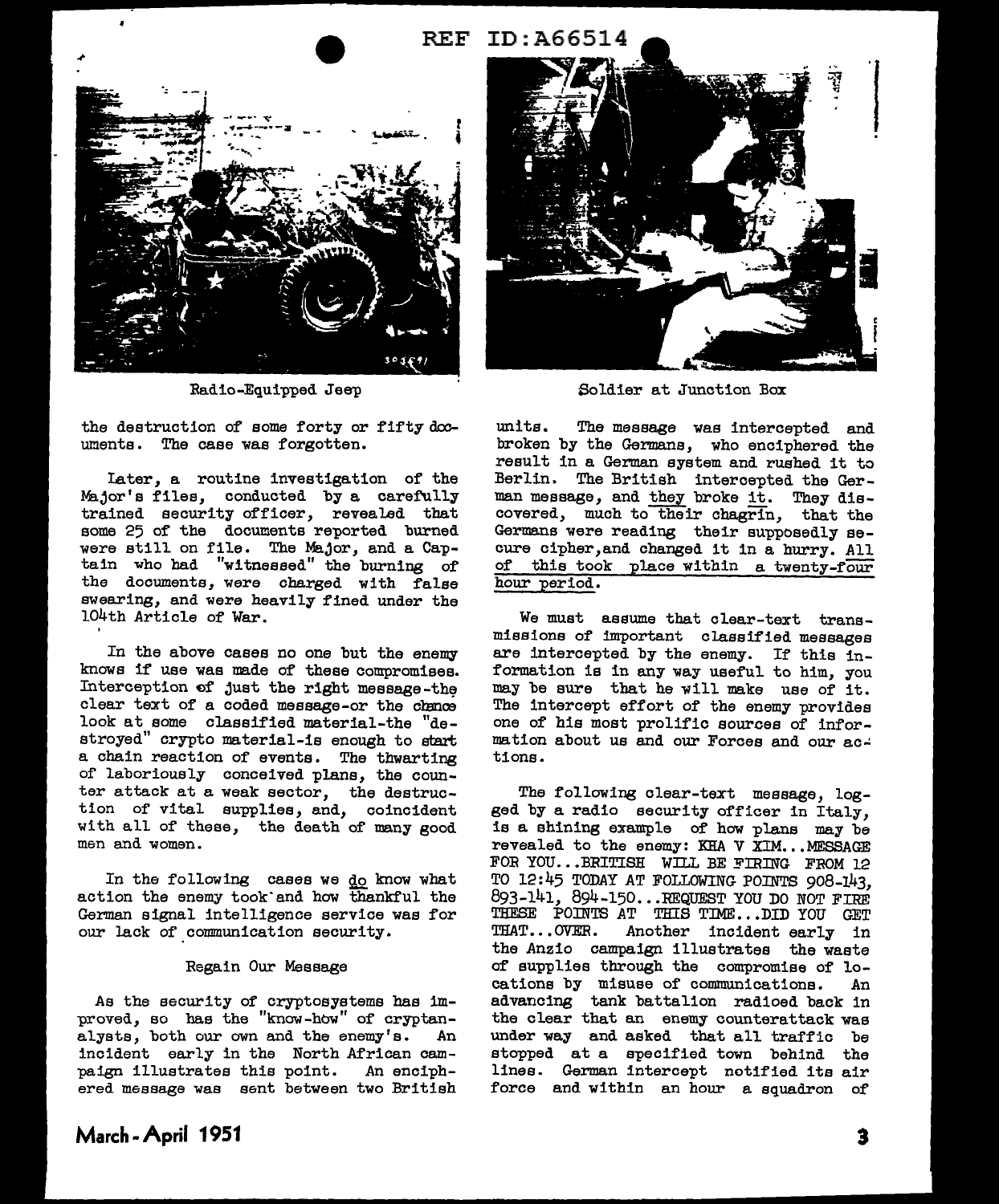Radio-Equipped Jeep

Soldier at Junction Box

the destruction of some forty or fifty documents. The case was forgotten.

Later, a routine investigation of the Major's files, conducted by a carefully trained security officer, revealed that some 25 of the documents reported burned were still on file. The Major, and a Captain who had "witnessed" the burning of the documents, were charged with false swearing, and were heavily fined under the 104th Article of War.

In the above cases no one but the enemy knows if use was made of these compromises. Interception of just the right message-the clear text of a coded message-or the chance look at some classified material-the "destroyed" crypto material-is enough to start a chain reaction of events. The thwarting of laboriously conceived plans, the counter attack at a weak sector, the destruction of vital supplies, and, coincident with all of these, the death of many good men and women.

In the following cases we do know what action the enemy took and how thankful the German signal intelligence service was for our lack of communication security.

### Regain Our Message

As the security of cryptosystems has improved, so has the "know-how" of cryptanalysts, both our own and the enemy's. An incident early in the North African campaign illustrates this point. An enciphered message was sent between two British units. The message was intercepted and broken by the Germans, who enciphered the result in a German system and rushed it to Berlin. The British intercepted the German message, and they broke it. They discovered, much to their chagrin, that the Germans were reading their supposedly secure cipher, and changed it in a hurry. All of this took place within a twenty-four hour period.

We must assume that clear-text transmissions of important classified messages are intercepted by the enemy. If this information is in any way useful to him, you may be sure that he will make use of it. The intercept effort of the enemy provides one of his most prolific sources of information about us and our Forces and our actions.

The following clear-text message, logged by a radio security officer in Italy, is a shining example of how plans may be revealed to the enemy: KHA V XIM...MESSAGE FOR YOU...BRITISH WILL BE FIRING FROM 12 TO 12:45 TODAY AT FOLLOWING POINTS 908-143, 893-141, 894-150...REQUEST YOU DO NOT FIRE THESE POINTS AT THIS TIME...DID YOU GET THAT...OVER. Another incident early in the Anzio campaign illustrates the waste of supplies through the compromise of locations by misuse of communications. An advancing tank battalion radioed back in the clear that an enemy counterattack was under way and asked that all traffic be stopped at a specified town behind the lines. German intercept notified its air force and within an hour a squadron of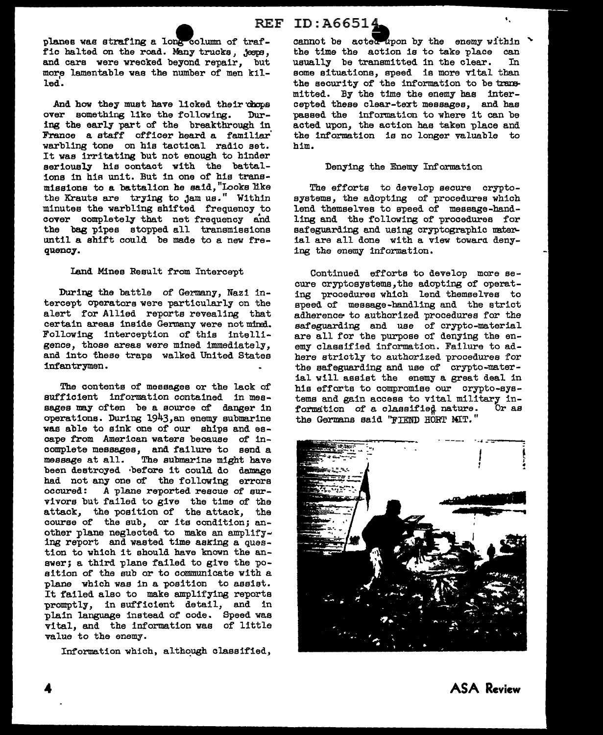planes was strafing a long column of traffic halted on the road. Many trucks, jeeps, and cars were wrecked beyond repair, but more lamentable was the number of men killed.

And how they must have licked their chops over something like the following. During the early part of the breakthrough in France a staff officer heard a familiar warbling tone on his tactical radio set. It was irritating but not enough to hinder seriously his contact with the battalions in his unit. But in one of his transmissions to a battalion he said, "Looks like the Krauts are trying to jam us." Within minutes the warbling shifted frequency to cover completely that net frequency and the bag pipes stopped all transmissions until a shift could be made to a new frequency.

### Land Mines Result from Intercept

During the battle of Germany, Nazi intercept operators were particularly on the alert for Allied reports revealing that certain areas inside Germany were not mined. Following interception of this intelligence, those areas were mined immediately, and into these traps walked United States infantrymen.

The contents of messages or the lack of sufficient information contained in messages may often be a source of danger in operations. During 1943, an enemy submarine was able to sink one of our ships and escape from American waters because of incomplete messages, and failure to send a message at all. The submarine might have been destroyed before it could do damage had not any one of the following errors occured: A plane reported rescue of survivors but failed to give the time of the attack, the position of the attack, the course of the sub, or its condition; another plane neglected to make an amplifying report and wasted time asking a question to which it should have known the answer; a third plane failed to give the position of the sub or to communicate with a plane which was in a position to assist. It failed also to make amplifying reports promptly, in sufficient detail, and in plain language instead of code. Speed was vital, and the information was of little value to the enemy.

Information which, although classified, cannot be acted upon by the enemy within the time the action is to take place can usually be transmitted in the clear. In some situations, speed is more vital than the security of the information to be transmitted. By the time the enemy has intercepted these clear-text messages, and has passed the information to where it can be acted upon, the action has taken place and the information is no longer valuable to him.

### Denying the Enemy Information

The efforts to develop secure cryptosystems, the adopting of procedures which lend themselves to speed of message-handling and the following of procedures for safeguarding and using cryptographic material are all done with a view toward denying the enemy information.

Continued efforts to develop more secure cryptosystems, the adopting of operating procedures which lend themselves to speed of message-handling and the strict adherence to authorized procedures for the safeguarding and use of crypto-material are all for the purpose of denying the enemy classified information. Failure to adhere strictly to authorized procedures for the safeguarding and use of crypto-material will assist the enemy a great deal in his efforts to compromise our crypto-systems and gain access to vital military information of a classified nature. Or as the Germans said "FIEND HÖRT MIT."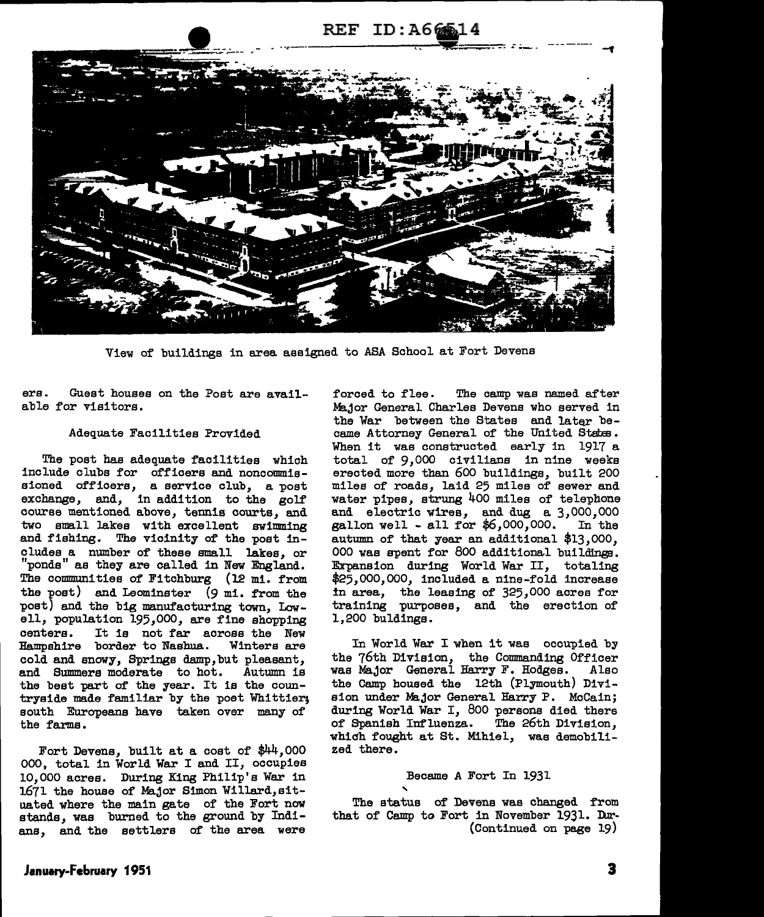View of buildings in area assigned to ASA School at Fort Devens

ers. Guest houses on the Post are available for visitors.

### Adequate Facilities Provided

The post has adequate facilities which include clubs for officers and noncommissioned officers, a service club, a post exchange, and, in addition to the golf course mentioned above, tennis courts, and two small lakes with excellent swimming and fishing. The vicinity of the post includes a number of these small lakes, or "ponds" as they are called in New England. The communities of Fitchburg (12 mi. from the post) and Leominster (9 mi. from the post) and the big manufacturing town, Lowell, population 195,000, are fine shopping centers. It is not far across the New Hampshire border to Nashua. Winters are cold and snowy, Springs damp, but pleasant, and Summers moderate to hot. Autumn is the best part of the year. It is the countryside made familiar by the poet Whittier; south Europeans have taken over many of the farms.

Fort Devens, built at a cost of $44,000 000, total in World War I and II, occupies 10,000 acres. During King Philip's War in 1671 the house of Major Simon Willard, situated where the main gate of the Fort now stands, was burned to the ground by Indians, and the settlers of the area were forced to flee. The camp was named after Major General Charles Devens who served in the War between the States and later became Attorney General of the United States. When it was constructed early in 1917 a total of 9,000 civilians in nine weeks erected more than 600 buildings, built 200 miles of roads, laid 25 miles of sewer and water pipes, strung 400 miles of telephone and electric wires, and dug a 3,000,000 gallon well - all for $6,000,000. In the autumn of that year an additional $13,000, 000 was spent for 800 additional buildings. Expansion during World War II, totaling $25,000,000, included a nine-fold increase in area, the leasing of 325,000 acres for training purposes, and the erection of 1,200 buldings.

In World War I when it was occupied by the 76th Division, the Commanding Officer was Major General Harry F. Hodges. Also the Camp housed the 12th (Plymouth) Division under Major General Harry P. McCain; during World War I, 800 persons died there of Spanish Influenza. The 26th Division, which fought at St. Mihiel, was demobilized there.

### Became A Fort In 1931

The status of Devens was changed from that of Camp to Fort in November 1931. During
(Continued on page 19)

January-February 1951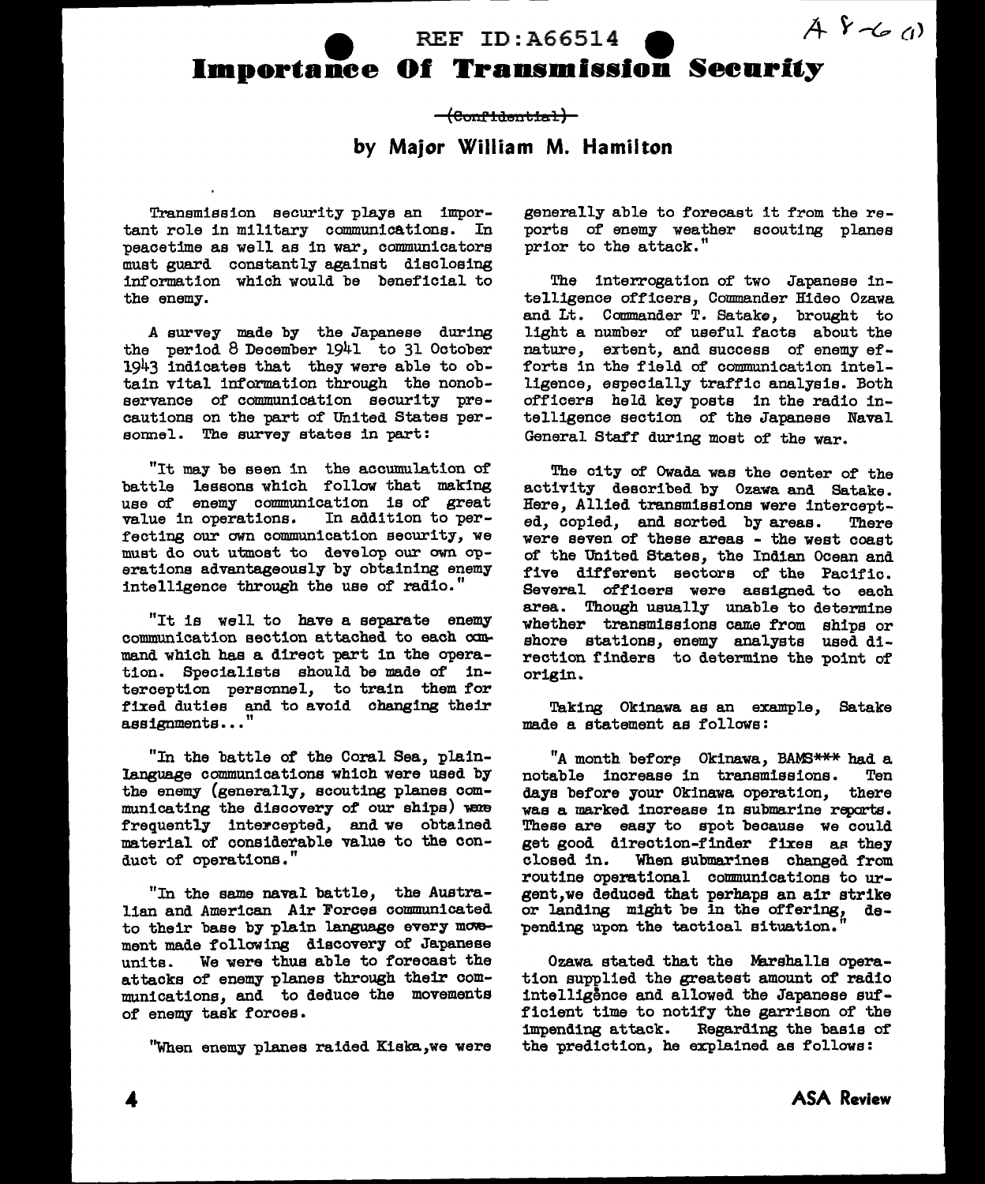# Importance Of Transmission Security

~~(Confidential)~~

## by Major William M. Hamilton

Transmission security plays an important role in military communications. In peacetime as well as in war, communicators must guard constantly against disclosing information which would be beneficial to the enemy.

A survey made by the Japanese during the period 8 December 1941 to 31 October 1943 indicates that they were able to obtain vital information through the nonobservance of communication security precautions on the part of United States personnel. The survey states in part:

"It may be seen in the accumulation of battle lessons which follow that making use of enemy communication is of great value in operations. In addition to perfecting our own communication security, we must do out utmost to develop our own operations advantageously by obtaining enemy intelligence through the use of radio."

"It is well to have a separate enemy communication section attached to each command which has a direct part in the operation. Specialists should be made of interception personnel, to train them for fixed duties and to avoid changing their assignments..."

"In the battle of the Coral Sea, plain-language communications which were used by the enemy (generally, scouting planes communicating the discovery of our ships) were frequently intercepted, and we obtained material of considerable value to the conduct of operations."

"In the same naval battle, the Australian and American Air Forces communicated to their base by plain language every movement made following discovery of Japanese units. We were thus able to forecast the attacks of enemy planes through their communications, and to deduce the movements of enemy task forces.

"When enemy planes raided Kiska, we were generally able to forecast it from the reports of enemy weather scouting planes prior to the attack."

The interrogation of two Japanese intelligence officers, Commander Hideo Ozawa and Lt. Commander T. Satake, brought to light a number of useful facts about the nature, extent, and success of enemy efforts in the field of communication intelligence, especially traffic analysis. Both officers held key posts in the radio intelligence section of the Japanese Naval General Staff during most of the war.

The city of Owada was the center of the activity described by Ozawa and Satake. Here, Allied transmissions were intercepted, copied, and sorted by areas. There were seven of these areas - the west coast of the United States, the Indian Ocean and five different sectors of the Pacific. Several officers were assigned to each area. Though usually unable to determine whether transmissions came from ships or shore stations, enemy analysts used direction finders to determine the point of origin.

Taking Okinawa as an example, Satake made a statement as follows:

"A month before Okinawa, BAMS*** had a notable increase in transmissions. Ten days before your Okinawa operation, there was a marked increase in submarine reports. These are easy to spot because we could get good direction-finder fixes as they closed in. When submarines changed from routine operational communications to urgent, we deduced that perhaps an air strike or landing might be in the offering, depending upon the tactical situation."

Ozawa stated that the Marshalls operation supplied the greatest amount of radio intelligence and allowed the Japanese sufficient time to notify the garrison of the impending attack. Regarding the basis of the prediction, he explained as follows: